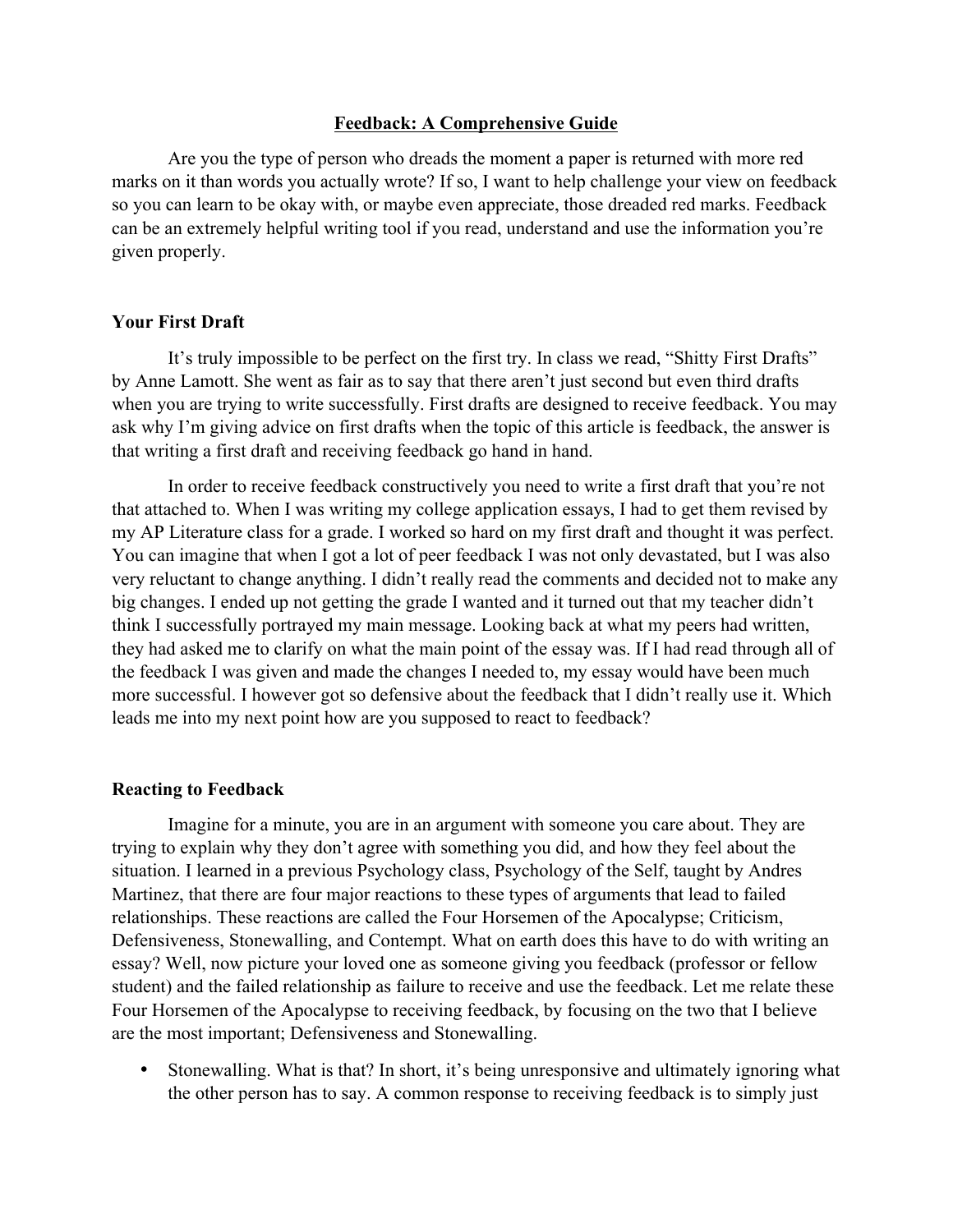# Feedback: A Comprehensive Guide

Are you the type of person who dreads the moment a paper is returned with more red marks on it than words you actually wrote? If so, I want to help challenge your view on feedback so you can learn to be okay with, or maybe even appreciate, those dreaded red marks. Feedback can be an extremely helpful writing tool if you read, understand and use the information you're given properly.

## Your First Draft

It's truly impossible to be perfect on the first try. In class we read, "Shitty First Drafts" by Anne Lamott. She went as fair as to say that there aren't just second but even third drafts when you are trying to write successfully. First drafts are designed to receive feedback. You may ask why I'm giving advice on first drafts when the topic of this article is feedback, the answer is that writing a first draft and receiving feedback go hand in hand.

In order to receive feedback constructively you need to write a first draft that you're not that attached to. When I was writing my college application essays, I had to get them revised by my AP Literature class for a grade. I worked so hard on my first draft and thought it was perfect. You can imagine that when I got a lot of peer feedback I was not only devastated, but I was also very reluctant to change anything. I didn't really read the comments and decided not to make any big changes. I ended up not getting the grade I wanted and it turned out that my teacher didn't think I successfully portrayed my main message. Looking back at what my peers had written, they had asked me to clarify on what the main point of the essay was. If I had read through all of the feedback I was given and made the changes I needed to, my essay would have been much more successful. I however got so defensive about the feedback that I didn't really use it. Which leads me into my next point how are you supposed to react to feedback?

## Reacting to Feedback

Imagine for a minute, you are in an argument with someone you care about. They are trying to explain why they don't agree with something you did, and how they feel about the situation. I learned in a previous Psychology class, Psychology of the Self, taught by Andres Martinez, that there are four major reactions to these types of arguments that lead to failed relationships. These reactions are called the Four Horsemen of the Apocalypse; Criticism, Defensiveness, Stonewalling, and Contempt. What on earth does this have to do with writing an essay? Well, now picture your loved one as someone giving you feedback (professor or fellow student) and the failed relationship as failure to receive and use the feedback. Let me relate these Four Horsemen of the Apocalypse to receiving feedback, by focusing on the two that I believe are the most important; Defensiveness and Stonewalling.

- Stonewalling. What is that? In short, it's being unresponsive and ultimately ignoring what the other person has to say. A common response to receiving feedback is to simply just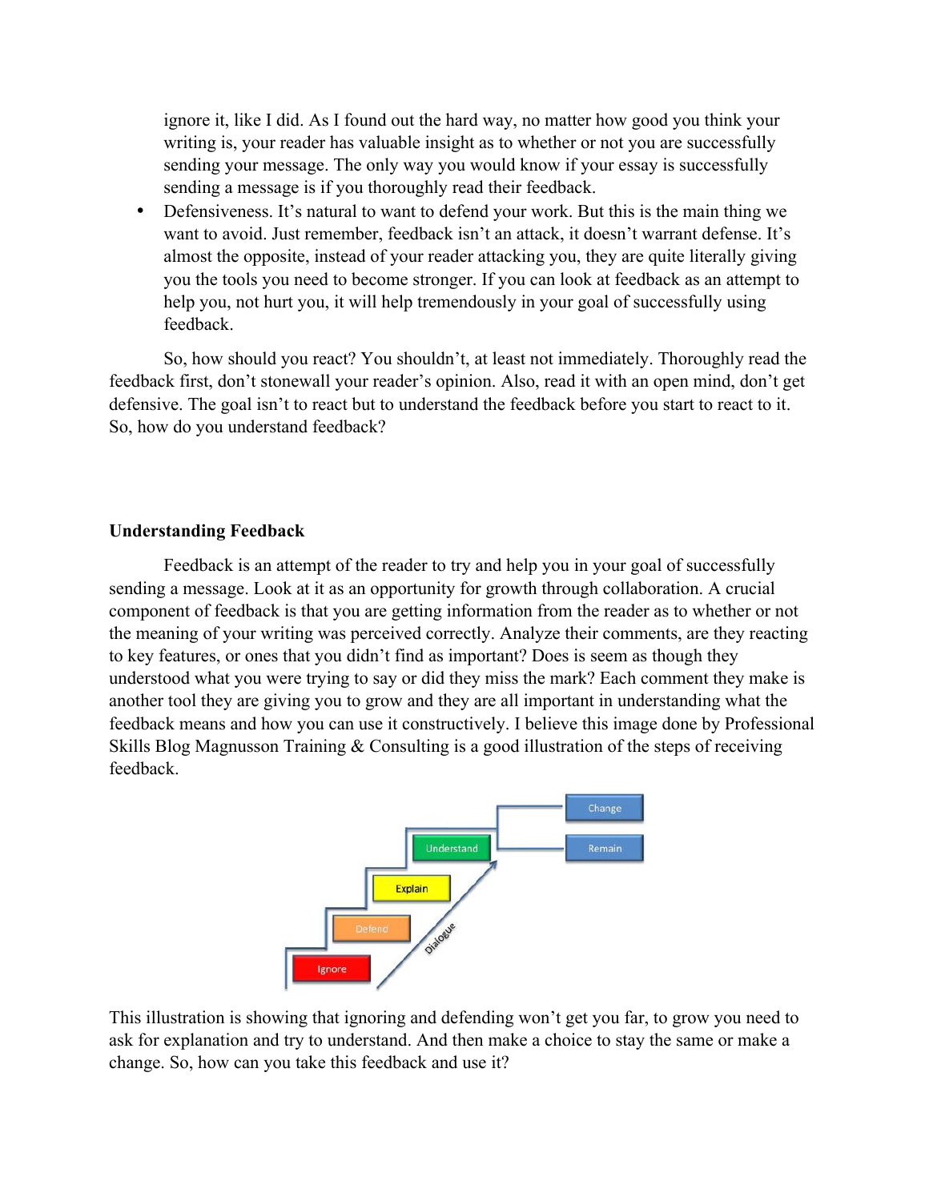ignore it, like I did. As I found out the hard way, no matter how good you think your writing is, your reader has valuable insight as to whether or not you are successfully sending your message. The only way you would know if your essay is successfully sending a message is if you thoroughly read their feedback.

- Defensiveness. It's natural to want to defend your work. But this is the main thing we want to avoid. Just remember, feedback isn't an attack, it doesn't warrant defense. It's almost the opposite, instead of your reader attacking you, they are quite literally giving you the tools you need to become stronger. If you can look at feedback as an attempt to help you, not hurt you, it will help tremendously in your goal of successfully using feedback.

So, how should you react? You shouldn't, at least not immediately. Thoroughly read the feedback first, don't stonewall your reader's opinion. Also, read it with an open mind, don't get defensive. The goal isn't to react but to understand the feedback before you start to react to it. So, how do you understand feedback?

**Understanding Feedback**

Feedback is an attempt of the reader to try and help you in your goal of successfully sending a message. Look at it as an opportunity for growth through collaboration. A crucial component of feedback is that you are getting information from the reader as to whether or not the meaning of your writing was perceived correctly. Analyze their comments, are they reacting to key features, or ones that you didn't find as important? Does is seem as though they understood what you were trying to say or did they miss the mark? Each comment they make is another tool they are giving you to grow and they are all important in understanding what the feedback means and how you can use it constructively. I believe this image done by Professional Skills Blog Magnusson Training & Consulting is a good illustration of the steps of receiving feedback.

This illustration is showing that ignoring and defending won't get you far, to grow you need to ask for explanation and try to understand. And then make a choice to stay the same or make a change. So, how can you take this feedback and use it?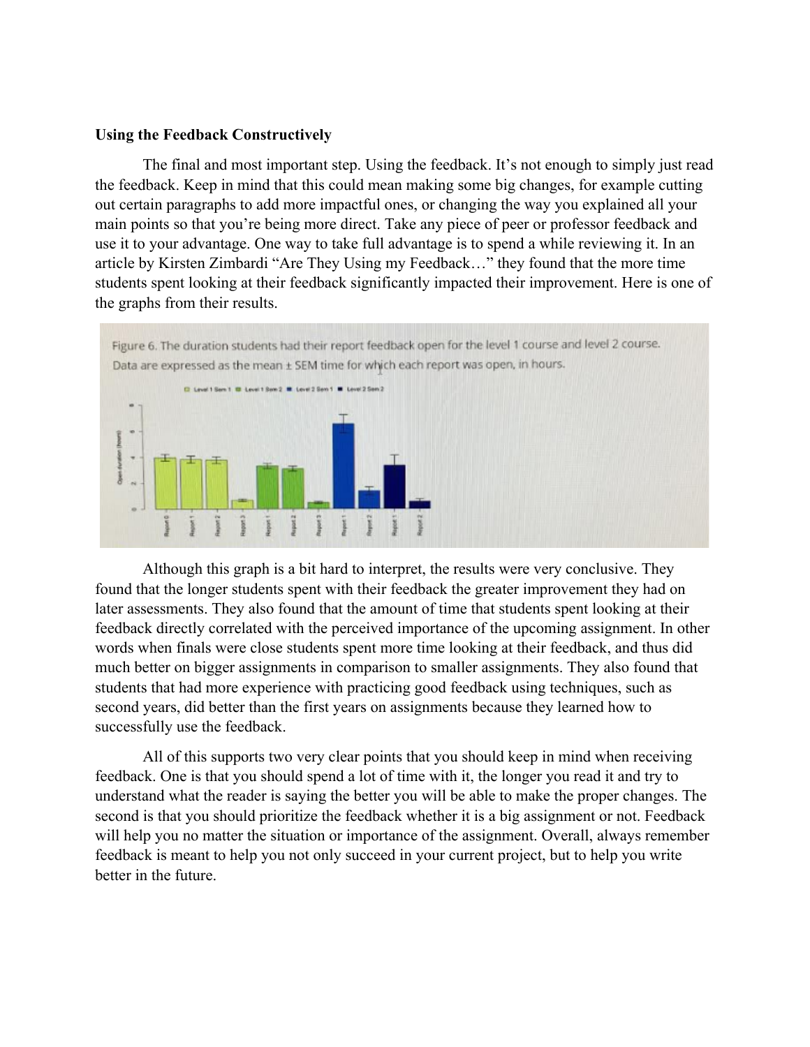**Using the Feedback Constructively**

The final and most important step. Using the feedback. It's not enough to simply just read the feedback. Keep in mind that this could mean making some big changes, for example cutting out certain paragraphs to add more impactful ones, or changing the way you explained all your main points so that you're being more direct. Take any piece of peer or professor feedback and use it to your advantage. One way to take full advantage is to spend a while reviewing it. In an article by Kirsten Zimbardi "Are They Using my Feedback…" they found that the more time students spent looking at their feedback significantly impacted their improvement. Here is one of the graphs from their results.

Figure 6. The duration students had their report feedback open for the level 1 course and level 2 course. Data are expressed as the mean ± SEM time for which each report was open, in hours.

Although this graph is a bit hard to interpret, the results were very conclusive. They found that the longer students spent with their feedback the greater improvement they had on later assessments. They also found that the amount of time that students spent looking at their feedback directly correlated with the perceived importance of the upcoming assignment. In other words when finals were close students spent more time looking at their feedback, and thus did much better on bigger assignments in comparison to smaller assignments. They also found that students that had more experience with practicing good feedback using techniques, such as second years, did better than the first years on assignments because they learned how to successfully use the feedback.

All of this supports two very clear points that you should keep in mind when receiving feedback. One is that you should spend a lot of time with it, the longer you read it and try to understand what the reader is saying the better you will be able to make the proper changes. The second is that you should prioritize the feedback whether it is a big assignment or not. Feedback will help you no matter the situation or importance of the assignment. Overall, always remember feedback is meant to help you not only succeed in your current project, but to help you write better in the future.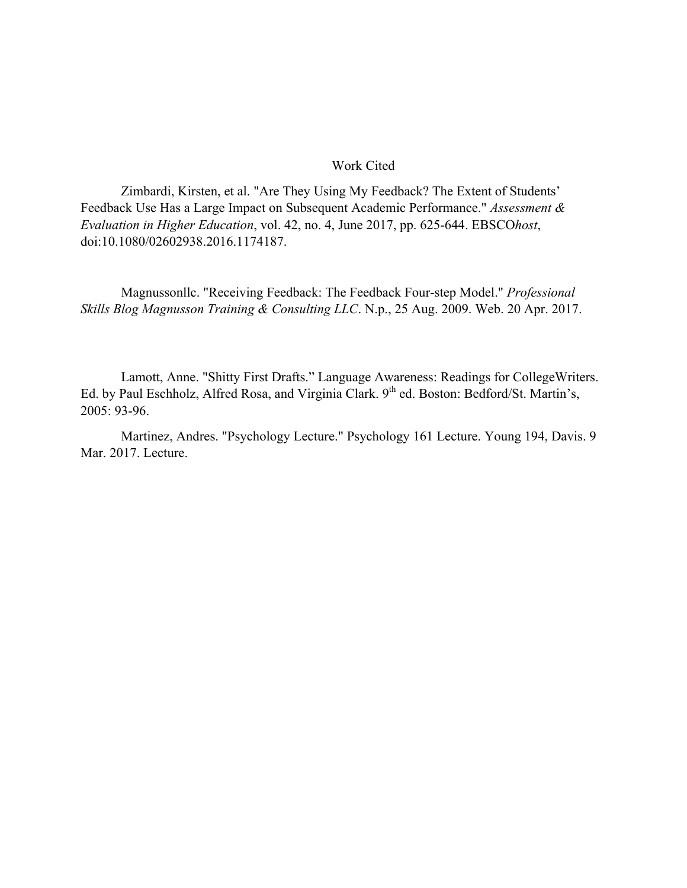# Work Cited

Zimbardi, Kirsten, et al. "Are They Using My Feedback? The Extent of Students' Feedback Use Has a Large Impact on Subsequent Academic Performance." *Assessment & Evaluation in Higher Education*, vol. 42, no. 4, June 2017, pp. 625-644. EBSCO*host*, doi:10.1080/02602938.2016.1174187.

Magnussonllc. "Receiving Feedback: The Feedback Four-step Model." *Professional Skills Blog Magnusson Training & Consulting LLC*. N.p., 25 Aug. 2009. Web. 20 Apr. 2017.

Lamott, Anne. "Shitty First Drafts." Language Awareness: Readings for CollegeWriters. Ed. by Paul Eschholz, Alfred Rosa, and Virginia Clark. 9th ed. Boston: Bedford/St. Martin's, 2005: 93-96.

Martinez, Andres. "Psychology Lecture." Psychology 161 Lecture. Young 194, Davis. 9 Mar. 2017. Lecture.